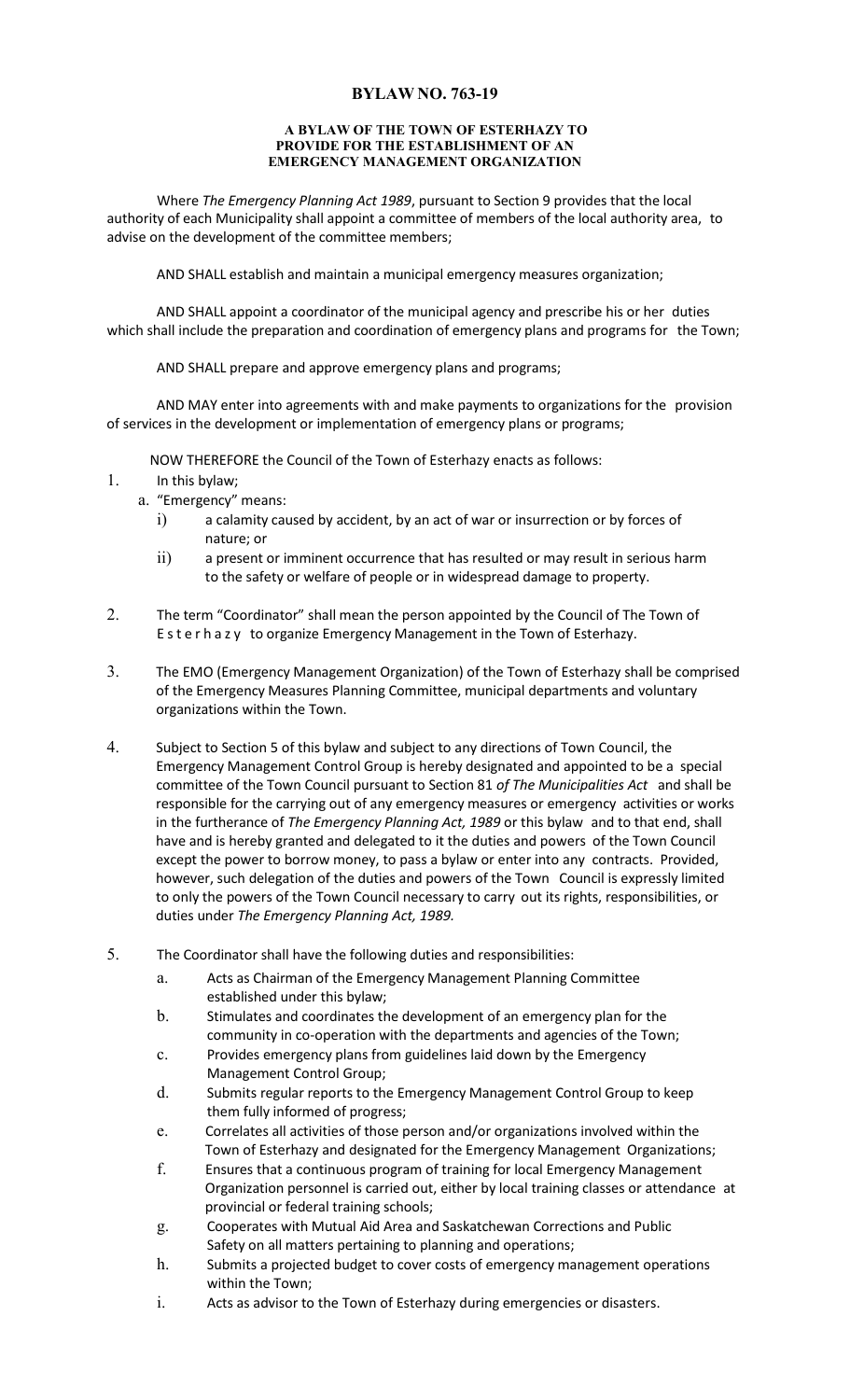# BYLAW NO. 763-19

## A BYLAW OF THE TOWN OF ESTERHAZY TO PROVIDE FOR THE ESTABLISHMENT OF AN EMERGENCY MANAGEMENT ORGANIZATION

Where *The Emergency Planning Act 1989*, pursuant to Section 9 provides that the local authority of each Municipality shall appoint a committee of members of the local authority area, to advise on the development of the committee members;

AND SHALL establish and maintain a municipal emergency measures organization;

AND SHALL appoint a coordinator of the municipal agency and prescribe his or her duties which shall include the preparation and coordination of emergency plans and programs for the Town;

AND SHALL prepare and approve emergency plans and programs;

AND MAY enter into agreements with and make payments to organizations for the provision of services in the development or implementation of emergency plans or programs;

NOW THEREFORE the Council of the Town of Esterhazy enacts as follows:

1. In this bylaw;
   a. "Emergency" means:
      i) a calamity caused by accident, by an act of war or insurrection or by forces of nature; or
      ii) a present or imminent occurrence that has resulted or may result in serious harm to the safety or welfare of people or in widespread damage to property.

2. The term "Coordinator" shall mean the person appointed by the Council of The Town of Esterhazy to organize Emergency Management in the Town of Esterhazy.

3. The EMO (Emergency Management Organization) of the Town of Esterhazy shall be comprised of the Emergency Measures Planning Committee, municipal departments and voluntary organizations within the Town.

4. Subject to Section 5 of this bylaw and subject to any directions of Town Council, the Emergency Management Control Group is hereby designated and appointed to be a special committee of the Town Council pursuant to Section 81 *of The Municipalities Act* and shall be responsible for the carrying out of any emergency measures or emergency activities or works in the furtherance of *The Emergency Planning Act, 1989* or this bylaw and to that end, shall have and is hereby granted and delegated to it the duties and powers of the Town Council except the power to borrow money, to pass a bylaw or enter into any contracts. Provided, however, such delegation of the duties and powers of the Town Council is expressly limited to only the powers of the Town Council necessary to carry out its rights, responsibilities, or duties under *The Emergency Planning Act, 1989.*

5. The Coordinator shall have the following duties and responsibilities:
   a. Acts as Chairman of the Emergency Management Planning Committee established under this bylaw;
   b. Stimulates and coordinates the development of an emergency plan for the community in co-operation with the departments and agencies of the Town;
   c. Provides emergency plans from guidelines laid down by the Emergency Management Control Group;
   d. Submits regular reports to the Emergency Management Control Group to keep them fully informed of progress;
   e. Correlates all activities of those person and/or organizations involved within the Town of Esterhazy and designated for the Emergency Management Organizations;
   f. Ensures that a continuous program of training for local Emergency Management Organization personnel is carried out, either by local training classes or attendance at provincial or federal training schools;
   g. Cooperates with Mutual Aid Area and Saskatchewan Corrections and Public Safety on all matters pertaining to planning and operations;
   h. Submits a projected budget to cover costs of emergency management operations within the Town;
   i. Acts as advisor to the Town of Esterhazy during emergencies or disasters.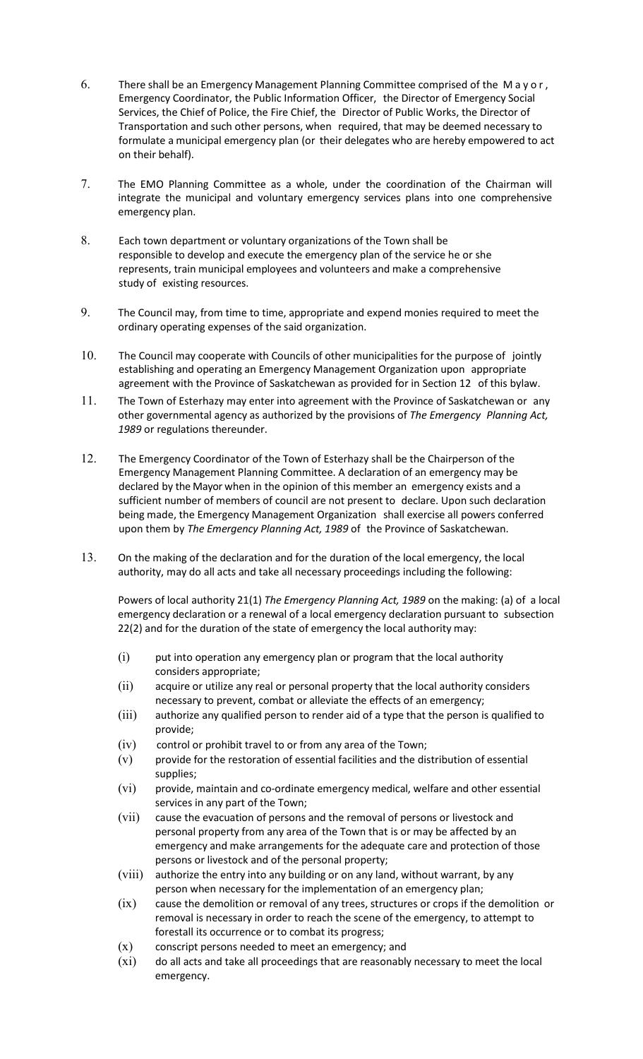6. There shall be an Emergency Management Planning Committee comprised of the M a y o r , Emergency Coordinator, the Public Information Officer, the Director of Emergency Social Services, the Chief of Police, the Fire Chief, the Director of Public Works, the Director of Transportation and such other persons, when required, that may be deemed necessary to formulate a municipal emergency plan (or their delegates who are hereby empowered to act on their behalf).

7. The EMO Planning Committee as a whole, under the coordination of the Chairman will integrate the municipal and voluntary emergency services plans into one comprehensive emergency plan.

8. Each town department or voluntary organizations of the Town shall be responsible to develop and execute the emergency plan of the service he or she represents, train municipal employees and volunteers and make a comprehensive study of existing resources.

9. The Council may, from time to time, appropriate and expend monies required to meet the ordinary operating expenses of the said organization.

10. The Council may cooperate with Councils of other municipalities for the purpose of jointly establishing and operating an Emergency Management Organization upon appropriate agreement with the Province of Saskatchewan as provided for in Section 12 of this bylaw.

11. The Town of Esterhazy may enter into agreement with the Province of Saskatchewan or any other governmental agency as authorized by the provisions of *The Emergency Planning Act, 1989* or regulations thereunder.

12. The Emergency Coordinator of the Town of Esterhazy shall be the Chairperson of the Emergency Management Planning Committee. A declaration of an emergency may be declared by the Mayor when in the opinion of this member an emergency exists and a sufficient number of members of council are not present to declare. Upon such declaration being made, the Emergency Management Organization shall exercise all powers conferred upon them by *The Emergency Planning Act, 1989* of the Province of Saskatchewan.

13. On the making of the declaration and for the duration of the local emergency, the local authority, may do all acts and take all necessary proceedings including the following:

    Powers of local authority 21(1) *The Emergency Planning Act, 1989* on the making: (a) of a local emergency declaration or a renewal of a local emergency declaration pursuant to subsection 22(2) and for the duration of the state of emergency the local authority may:

    (i) put into operation any emergency plan or program that the local authority considers appropriate;
    (ii) acquire or utilize any real or personal property that the local authority considers necessary to prevent, combat or alleviate the effects of an emergency;
    (iii) authorize any qualified person to render aid of a type that the person is qualified to provide;
    (iv) control or prohibit travel to or from any area of the Town;
    (v) provide for the restoration of essential facilities and the distribution of essential supplies;
    (vi) provide, maintain and co-ordinate emergency medical, welfare and other essential services in any part of the Town;
    (vii) cause the evacuation of persons and the removal of persons or livestock and personal property from any area of the Town that is or may be affected by an emergency and make arrangements for the adequate care and protection of those persons or livestock and of the personal property;
    (viii) authorize the entry into any building or on any land, without warrant, by any person when necessary for the implementation of an emergency plan;
    (ix) cause the demolition or removal of any trees, structures or crops if the demolition or removal is necessary in order to reach the scene of the emergency, to attempt to forestall its occurrence or to combat its progress;
    (x) conscript persons needed to meet an emergency; and
    (xi) do all acts and take all proceedings that are reasonably necessary to meet the local emergency.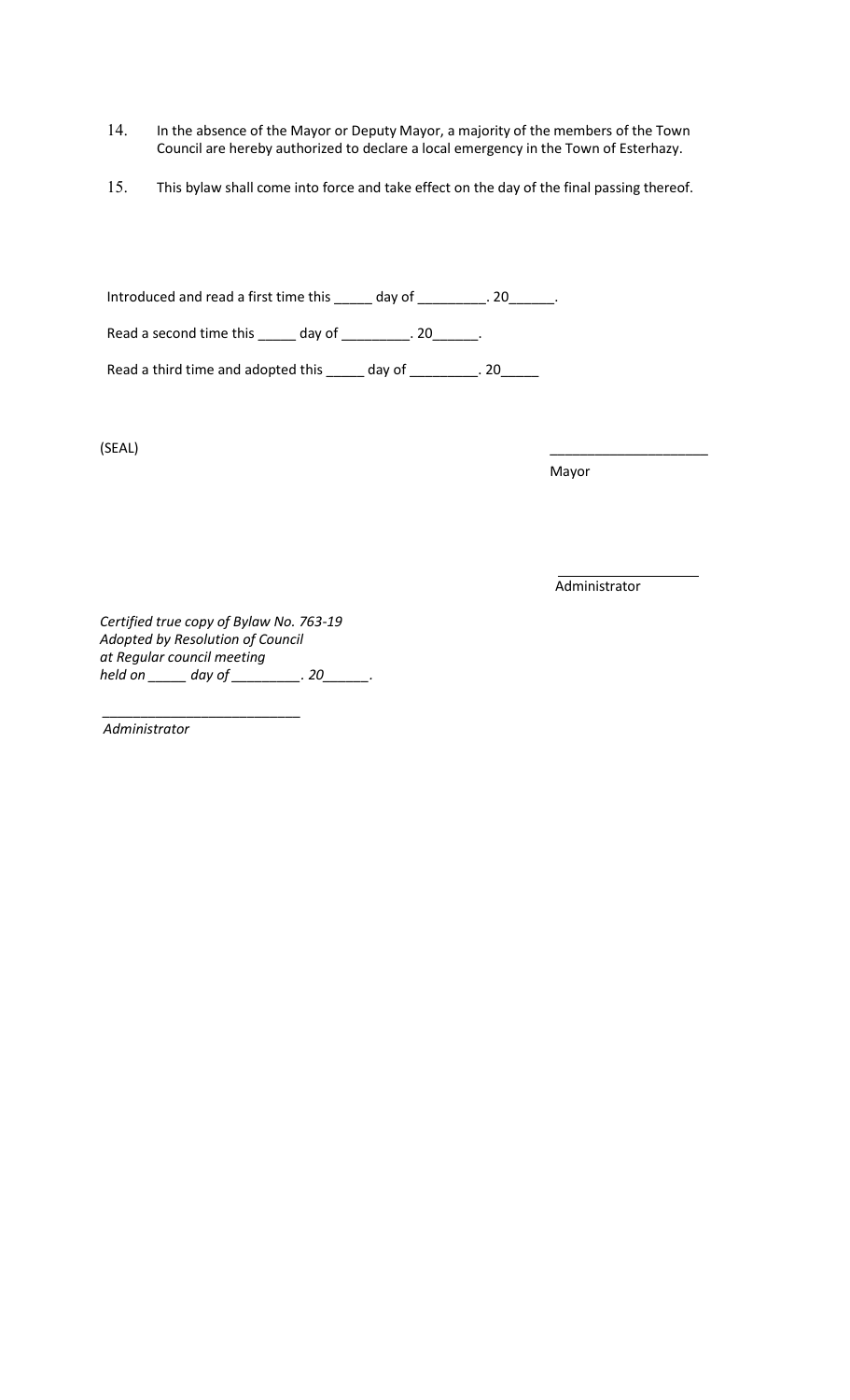14. In the absence of the Mayor or Deputy Mayor, a majority of the members of the Town Council are hereby authorized to declare a local emergency in the Town of Esterhazy.

15. This bylaw shall come into force and take effect on the day of the final passing thereof.

Introduced and read a first time this _____ day of _________. 20______.

Read a second time this _____ day of _________. 20______.

Read a third time and adopted this _____ day of _________. 20_____

(SEAL)

____________________
Mayor

__________________
Administrator

*Certified true copy of Bylaw No. 763-19*
*Adopted by Resolution of Council*
*at Regular council meeting*
*held on _____ day of _________. 20______.*

__________________________
*Administrator*